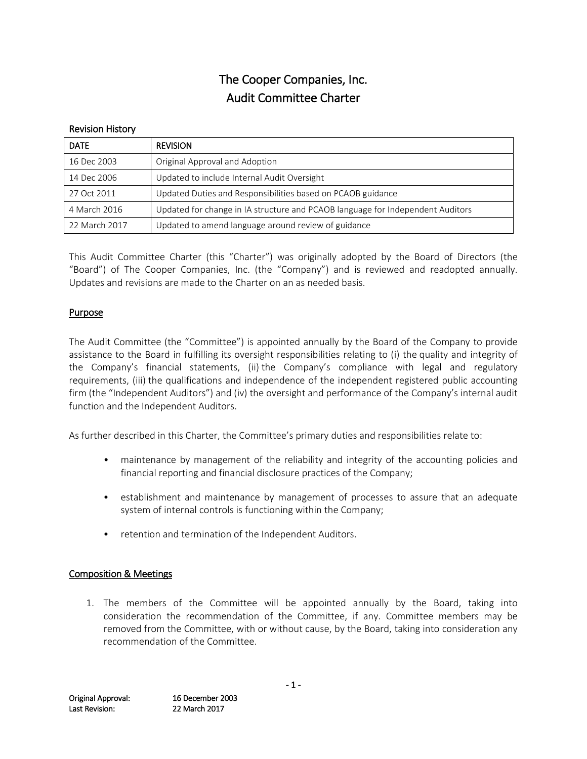# The Cooper Companies, Inc.
# Audit Committee Charter

Revision History

| DATE | REVISION |
| --- | --- |
| 16 Dec 2003 | Original Approval and Adoption |
| 14 Dec 2006 | Updated to include Internal Audit Oversight |
| 27 Oct 2011 | Updated Duties and Responsibilities based on PCAOB guidance |
| 4 March 2016 | Updated for change in IA structure and PCAOB language for Independent Auditors |
| 22 March 2017 | Updated to amend language around review of guidance |

This Audit Committee Charter (this "Charter") was originally adopted by the Board of Directors (the "Board") of The Cooper Companies, Inc. (the "Company") and is reviewed and readopted annually. Updates and revisions are made to the Charter on an as needed basis.

## Purpose

The Audit Committee (the "Committee") is appointed annually by the Board of the Company to provide assistance to the Board in fulfilling its oversight responsibilities relating to (i) the quality and integrity of the Company's financial statements, (ii) the Company's compliance with legal and regulatory requirements, (iii) the qualifications and independence of the independent registered public accounting firm (the "Independent Auditors") and (iv) the oversight and performance of the Company's internal audit function and the Independent Auditors.

As further described in this Charter, the Committee's primary duties and responsibilities relate to:

- maintenance by management of the reliability and integrity of the accounting policies and financial reporting and financial disclosure practices of the Company;
- establishment and maintenance by management of processes to assure that an adequate system of internal controls is functioning within the Company;
- retention and termination of the Independent Auditors.

## Composition & Meetings

1. The members of the Committee will be appointed annually by the Board, taking into consideration the recommendation of the Committee, if any. Committee members may be removed from the Committee, with or without cause, by the Board, taking into consideration any recommendation of the Committee.

Original Approval: 16 December 2003
Last Revision: 22 March 2017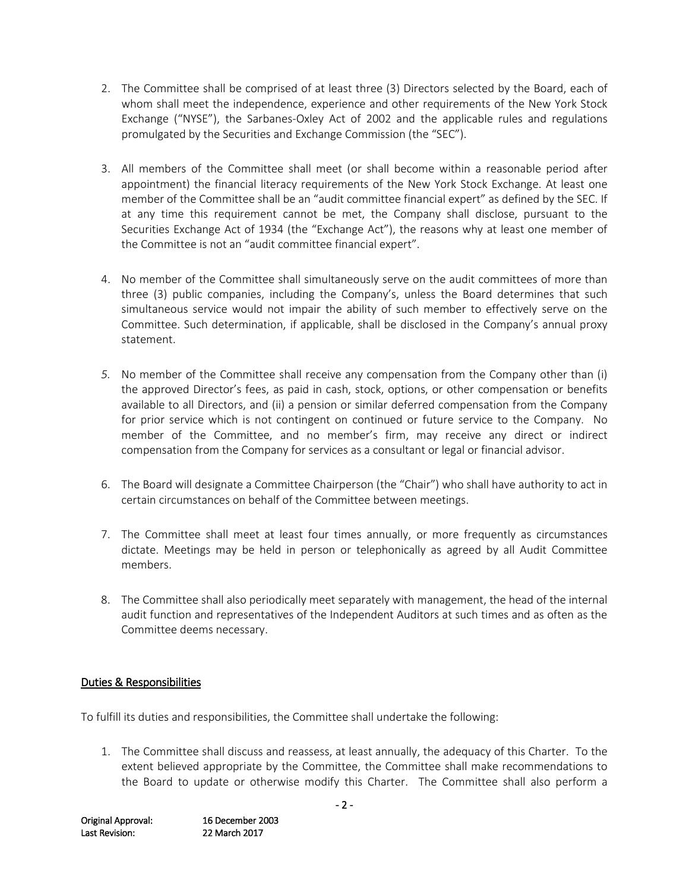2. The Committee shall be comprised of at least three (3) Directors selected by the Board, each of whom shall meet the independence, experience and other requirements of the New York Stock Exchange ("NYSE"), the Sarbanes-Oxley Act of 2002 and the applicable rules and regulations promulgated by the Securities and Exchange Commission (the "SEC").

3. All members of the Committee shall meet (or shall become within a reasonable period after appointment) the financial literacy requirements of the New York Stock Exchange. At least one member of the Committee shall be an "audit committee financial expert" as defined by the SEC. If at any time this requirement cannot be met, the Company shall disclose, pursuant to the Securities Exchange Act of 1934 (the "Exchange Act"), the reasons why at least one member of the Committee is not an "audit committee financial expert".

4. No member of the Committee shall simultaneously serve on the audit committees of more than three (3) public companies, including the Company's, unless the Board determines that such simultaneous service would not impair the ability of such member to effectively serve on the Committee. Such determination, if applicable, shall be disclosed in the Company's annual proxy statement.

5. No member of the Committee shall receive any compensation from the Company other than (i) the approved Director's fees, as paid in cash, stock, options, or other compensation or benefits available to all Directors, and (ii) a pension or similar deferred compensation from the Company for prior service which is not contingent on continued or future service to the Company. No member of the Committee, and no member's firm, may receive any direct or indirect compensation from the Company for services as a consultant or legal or financial advisor.

6. The Board will designate a Committee Chairperson (the "Chair") who shall have authority to act in certain circumstances on behalf of the Committee between meetings.

7. The Committee shall meet at least four times annually, or more frequently as circumstances dictate. Meetings may be held in person or telephonically as agreed by all Audit Committee members.

8. The Committee shall also periodically meet separately with management, the head of the internal audit function and representatives of the Independent Auditors at such times and as often as the Committee deems necessary.

## Duties & Responsibilities

To fulfill its duties and responsibilities, the Committee shall undertake the following:

1. The Committee shall discuss and reassess, at least annually, the adequacy of this Charter. To the extent believed appropriate by the Committee, the Committee shall make recommendations to the Board to update or otherwise modify this Charter. The Committee shall also perform a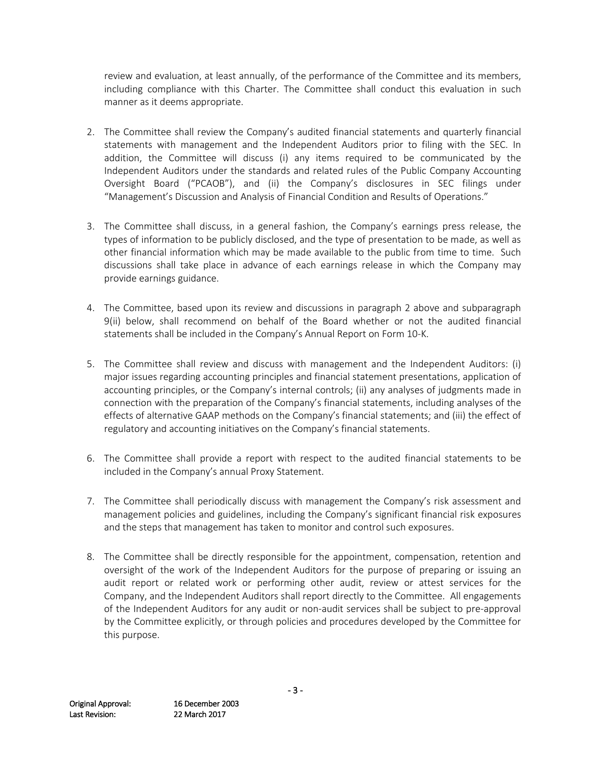review and evaluation, at least annually, of the performance of the Committee and its members, including compliance with this Charter. The Committee shall conduct this evaluation in such manner as it deems appropriate.

2. The Committee shall review the Company's audited financial statements and quarterly financial statements with management and the Independent Auditors prior to filing with the SEC. In addition, the Committee will discuss (i) any items required to be communicated by the Independent Auditors under the standards and related rules of the Public Company Accounting Oversight Board ("PCAOB"), and (ii) the Company's disclosures in SEC filings under "Management's Discussion and Analysis of Financial Condition and Results of Operations."

3. The Committee shall discuss, in a general fashion, the Company's earnings press release, the types of information to be publicly disclosed, and the type of presentation to be made, as well as other financial information which may be made available to the public from time to time. Such discussions shall take place in advance of each earnings release in which the Company may provide earnings guidance.

4. The Committee, based upon its review and discussions in paragraph 2 above and subparagraph 9(ii) below, shall recommend on behalf of the Board whether or not the audited financial statements shall be included in the Company's Annual Report on Form 10-K.

5. The Committee shall review and discuss with management and the Independent Auditors: (i) major issues regarding accounting principles and financial statement presentations, application of accounting principles, or the Company's internal controls; (ii) any analyses of judgments made in connection with the preparation of the Company's financial statements, including analyses of the effects of alternative GAAP methods on the Company's financial statements; and (iii) the effect of regulatory and accounting initiatives on the Company's financial statements.

6. The Committee shall provide a report with respect to the audited financial statements to be included in the Company's annual Proxy Statement.

7. The Committee shall periodically discuss with management the Company's risk assessment and management policies and guidelines, including the Company's significant financial risk exposures and the steps that management has taken to monitor and control such exposures.

8. The Committee shall be directly responsible for the appointment, compensation, retention and oversight of the work of the Independent Auditors for the purpose of preparing or issuing an audit report or related work or performing other audit, review or attest services for the Company, and the Independent Auditors shall report directly to the Committee. All engagements of the Independent Auditors for any audit or non-audit services shall be subject to pre-approval by the Committee explicitly, or through policies and procedures developed by the Committee for this purpose.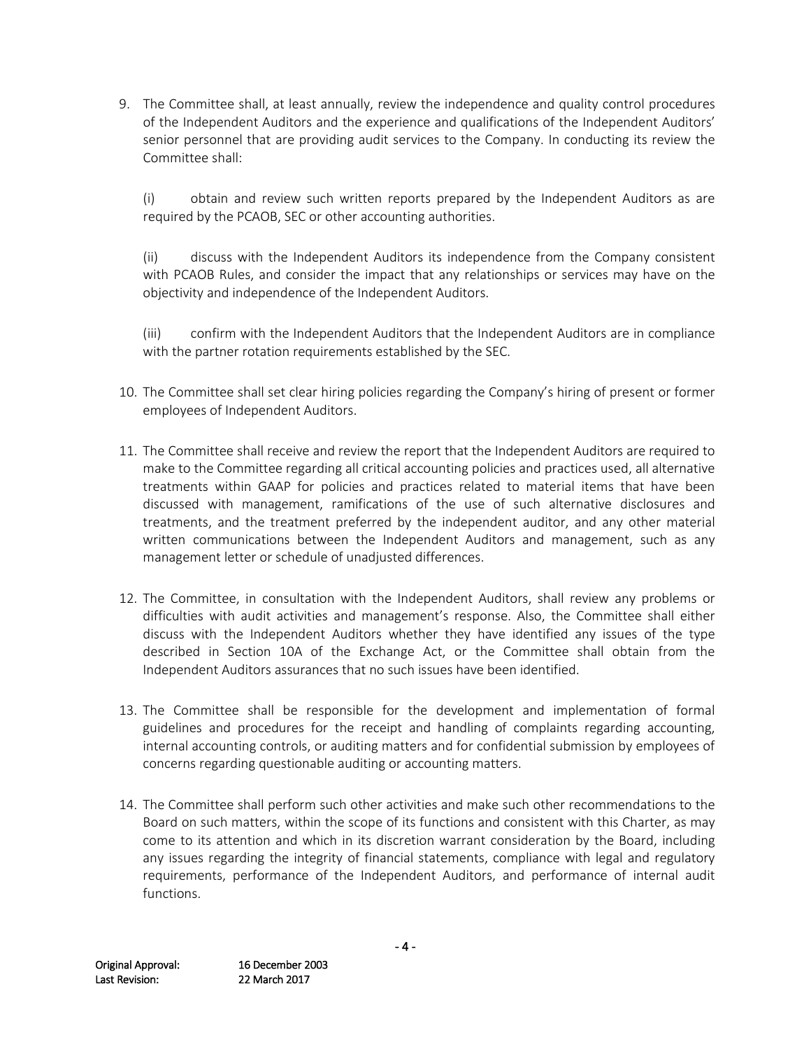9. The Committee shall, at least annually, review the independence and quality control procedures of the Independent Auditors and the experience and qualifications of the Independent Auditors' senior personnel that are providing audit services to the Company. In conducting its review the Committee shall:

   (i) obtain and review such written reports prepared by the Independent Auditors as are required by the PCAOB, SEC or other accounting authorities.

   (ii) discuss with the Independent Auditors its independence from the Company consistent with PCAOB Rules, and consider the impact that any relationships or services may have on the objectivity and independence of the Independent Auditors.

   (iii) confirm with the Independent Auditors that the Independent Auditors are in compliance with the partner rotation requirements established by the SEC.

10. The Committee shall set clear hiring policies regarding the Company's hiring of present or former employees of Independent Auditors.

11. The Committee shall receive and review the report that the Independent Auditors are required to make to the Committee regarding all critical accounting policies and practices used, all alternative treatments within GAAP for policies and practices related to material items that have been discussed with management, ramifications of the use of such alternative disclosures and treatments, and the treatment preferred by the independent auditor, and any other material written communications between the Independent Auditors and management, such as any management letter or schedule of unadjusted differences.

12. The Committee, in consultation with the Independent Auditors, shall review any problems or difficulties with audit activities and management's response. Also, the Committee shall either discuss with the Independent Auditors whether they have identified any issues of the type described in Section 10A of the Exchange Act, or the Committee shall obtain from the Independent Auditors assurances that no such issues have been identified.

13. The Committee shall be responsible for the development and implementation of formal guidelines and procedures for the receipt and handling of complaints regarding accounting, internal accounting controls, or auditing matters and for confidential submission by employees of concerns regarding questionable auditing or accounting matters.

14. The Committee shall perform such other activities and make such other recommendations to the Board on such matters, within the scope of its functions and consistent with this Charter, as may come to its attention and which in its discretion warrant consideration by the Board, including any issues regarding the integrity of financial statements, compliance with legal and regulatory requirements, performance of the Independent Auditors, and performance of internal audit functions.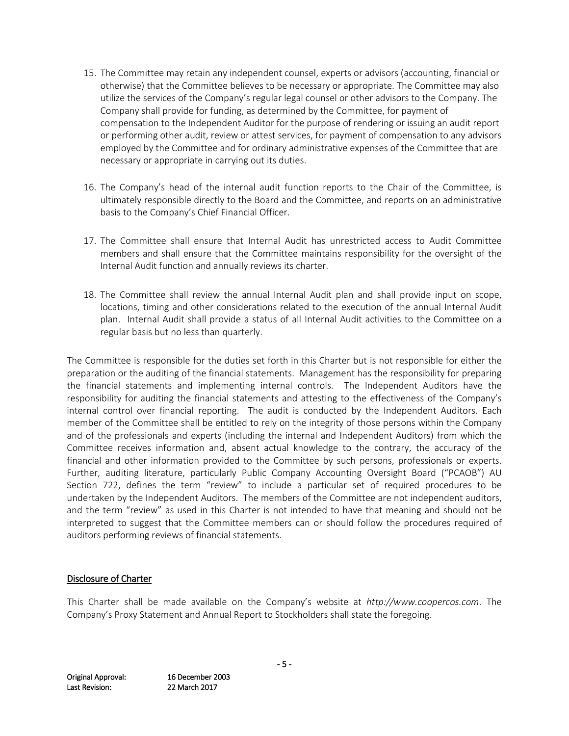15. The Committee may retain any independent counsel, experts or advisors (accounting, financial or otherwise) that the Committee believes to be necessary or appropriate. The Committee may also utilize the services of the Company's regular legal counsel or other advisors to the Company. The Company shall provide for funding, as determined by the Committee, for payment of compensation to the Independent Auditor for the purpose of rendering or issuing an audit report or performing other audit, review or attest services, for payment of compensation to any advisors employed by the Committee and for ordinary administrative expenses of the Committee that are necessary or appropriate in carrying out its duties.

16. The Company's head of the internal audit function reports to the Chair of the Committee, is ultimately responsible directly to the Board and the Committee, and reports on an administrative basis to the Company's Chief Financial Officer.

17. The Committee shall ensure that Internal Audit has unrestricted access to Audit Committee members and shall ensure that the Committee maintains responsibility for the oversight of the Internal Audit function and annually reviews its charter.

18. The Committee shall review the annual Internal Audit plan and shall provide input on scope, locations, timing and other considerations related to the execution of the annual Internal Audit plan. Internal Audit shall provide a status of all Internal Audit activities to the Committee on a regular basis but no less than quarterly.

The Committee is responsible for the duties set forth in this Charter but is not responsible for either the preparation or the auditing of the financial statements. Management has the responsibility for preparing the financial statements and implementing internal controls. The Independent Auditors have the responsibility for auditing the financial statements and attesting to the effectiveness of the Company's internal control over financial reporting. The audit is conducted by the Independent Auditors. Each member of the Committee shall be entitled to rely on the integrity of those persons within the Company and of the professionals and experts (including the internal and Independent Auditors) from which the Committee receives information and, absent actual knowledge to the contrary, the accuracy of the financial and other information provided to the Committee by such persons, professionals or experts. Further, auditing literature, particularly Public Company Accounting Oversight Board ("PCAOB") AU Section 722, defines the term "review" to include a particular set of required procedures to be undertaken by the Independent Auditors. The members of the Committee are not independent auditors, and the term "review" as used in this Charter is not intended to have that meaning and should not be interpreted to suggest that the Committee members can or should follow the procedures required of auditors performing reviews of financial statements.

## Disclosure of Charter

This Charter shall be made available on the Company's website at *http://www.coopercos.com*. The Company's Proxy Statement and Annual Report to Stockholders shall state the foregoing.

Original Approval: 16 December 2003
Last Revision: 22 March 2017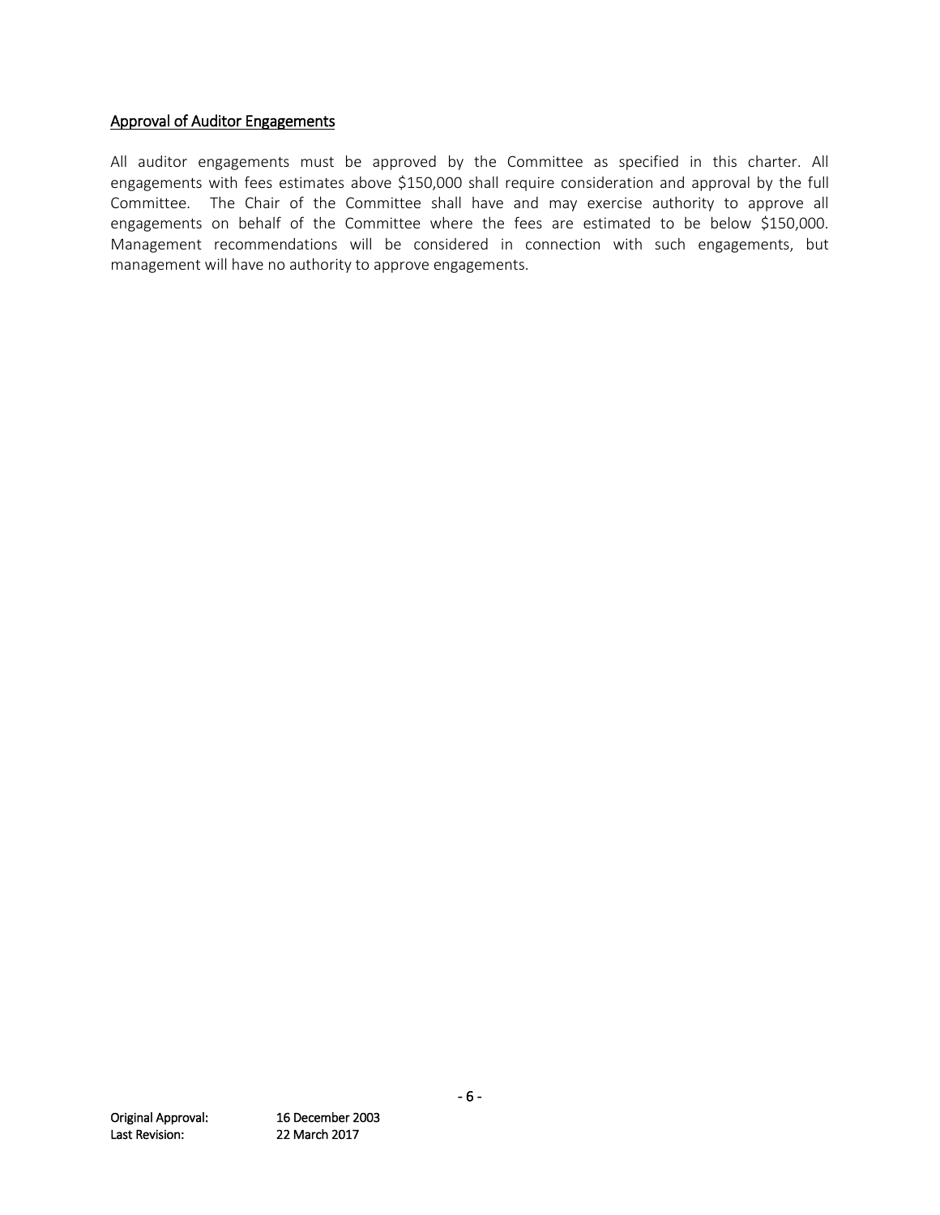## Approval of Auditor Engagements

All auditor engagements must be approved by the Committee as specified in this charter. All engagements with fees estimates above $150,000 shall require consideration and approval by the full Committee. The Chair of the Committee shall have and may exercise authority to approve all engagements on behalf of the Committee where the fees are estimated to be below $150,000. Management recommendations will be considered in connection with such engagements, but management will have no authority to approve engagements.

Original Approval: 16 December 2003
Last Revision: 22 March 2017